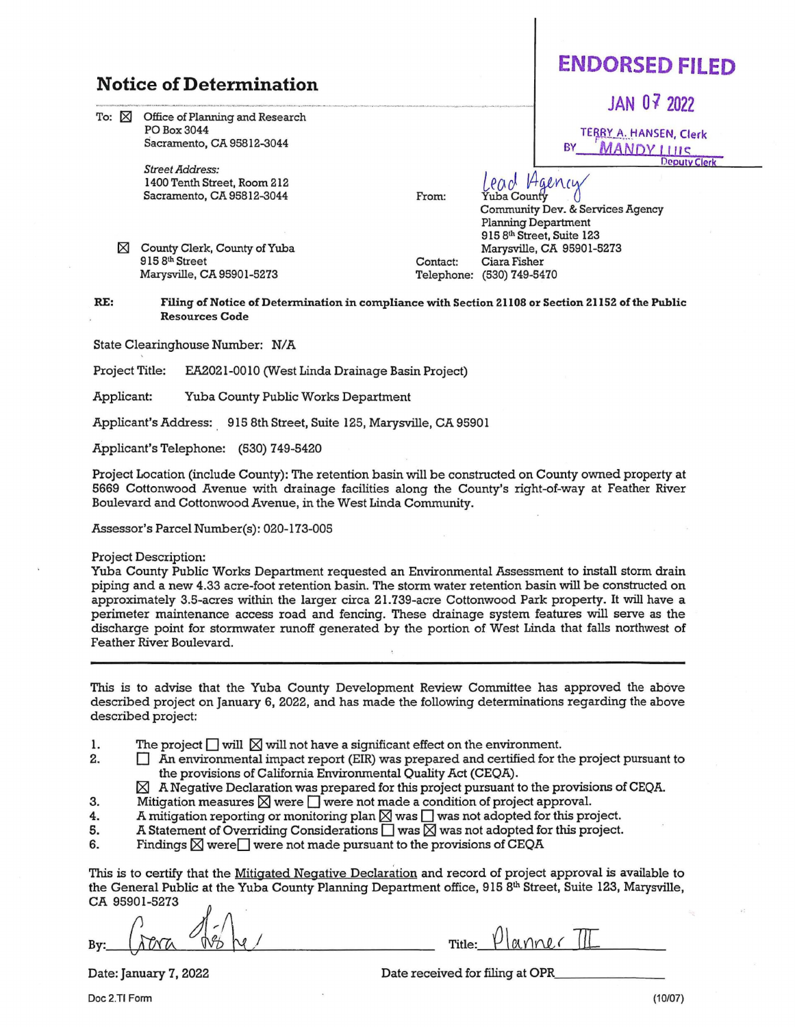# Notice of Determination

**ENDORSED FILED**

JAN 07 2022

TERRY A. HANSEN, Clerk

BY MANDY LUIS
Deputy Clerk

To: ☒ Office of Planning and Research
PO Box 3044
Sacramento, CA 95812-3044

*Street Address:*
1400 Tenth Street, Room 212
Sacramento, CA 95812-3044

☒ County Clerk, County of Yuba
915 8th Street
Marysville, CA 95901-5273

From: Lead Agency
Yuba County
Community Dev. & Services Agency
Planning Department
915 8th Street, Suite 123
Marysville, CA 95901-5273

Contact: Ciara Fisher
Telephone: (530) 749-5470

**RE: Filing of Notice of Determination in compliance with Section 21108 or Section 21152 of the Public Resources Code**

State Clearinghouse Number: N/A

Project Title: EA2021-0010 (West Linda Drainage Basin Project)

Applicant: Yuba County Public Works Department

Applicant's Address: 915 8th Street, Suite 125, Marysville, CA 95901

Applicant's Telephone: (530) 749-5420

Project Location (include County): The retention basin will be constructed on County owned property at 5669 Cottonwood Avenue with drainage facilities along the County's right-of-way at Feather River Boulevard and Cottonwood Avenue, in the West Linda Community.

Assessor's Parcel Number(s): 020-173-005

Project Description:
Yuba County Public Works Department requested an Environmental Assessment to install storm drain piping and a new 4.33 acre-foot retention basin. The storm water retention basin will be constructed on approximately 3.5-acres within the larger circa 21.739-acre Cottonwood Park property. It will have a perimeter maintenance access road and fencing. These drainage system features will serve as the discharge point for stormwater runoff generated by the portion of West Linda that falls northwest of Feather River Boulevard.

---

This is to advise that the Yuba County Development Review Committee has approved the above described project on January 6, 2022, and has made the following determinations regarding the above described project:

1. The project ☐ will ☒ will not have a significant effect on the environment.
2. ☐ An environmental impact report (EIR) was prepared and certified for the project pursuant to the provisions of California Environmental Quality Act (CEQA).
   ☒ A Negative Declaration was prepared for this project pursuant to the provisions of CEQA.
3. Mitigation measures ☒ were ☐ were not made a condition of project approval.
4. A mitigation reporting or monitoring plan ☒ was ☐ was not adopted for this project.
5. A Statement of Overriding Considerations ☐ was ☒ was not adopted for this project.
6. Findings ☒ were ☐ were not made pursuant to the provisions of CEQA

This is to certify that the Mitigated Negative Declaration and record of project approval is available to the General Public at the Yuba County Planning Department office, 915 8th Street, Suite 123, Marysville, CA 95901-5273

By: Ciara Fisher    Title: Planner III

Date: January 7, 2022    Date received for filing at OPR\_\_\_\_\_\_\_\_\_\_

Doc 2.TI Form    (10/07)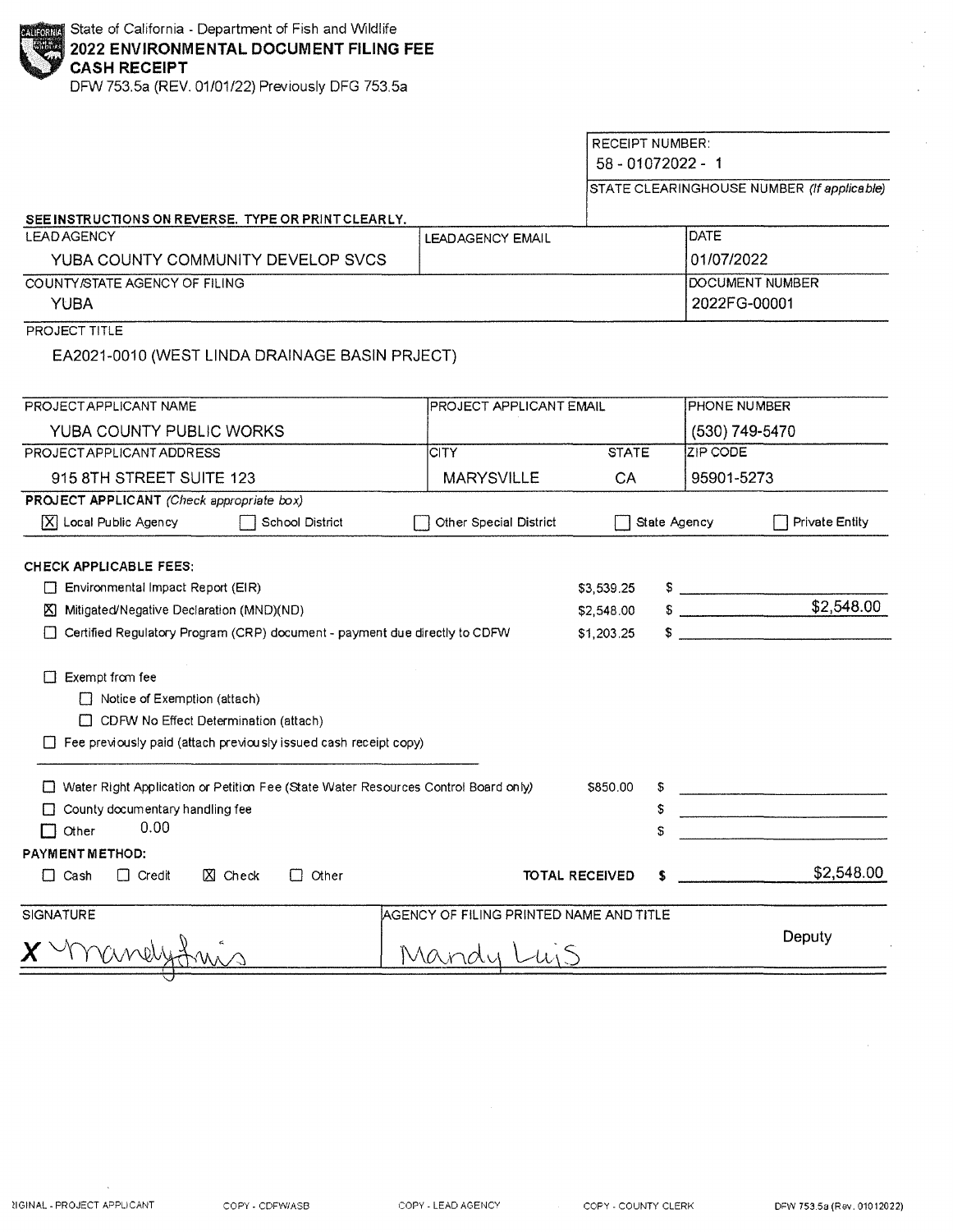State of California - Department of Fish and Wildlife

# 2022 ENVIRONMENTAL DOCUMENT FILING FEE CASH RECEIPT

DFW 753.5a (REV. 01/01/22) Previously DFG 753.5a

RECEIPT NUMBER: 58 - 01072022 - 1

STATE CLEARINGHOUSE NUMBER *(If applicable)*

**SEE INSTRUCTIONS ON REVERSE. TYPE OR PRINT CLEARLY.**

| LEAD AGENCY | LEAD AGENCY EMAIL | DATE |
|---|---|---|
| YUBA COUNTY COMMUNITY DEVELOP SVCS | | 01/07/2022 |

| COUNTY/STATE AGENCY OF FILING | DOCUMENT NUMBER |
|---|---|
| YUBA | 2022FG-00001 |

PROJECT TITLE

EA2021-0010 (WEST LINDA DRAINAGE BASIN PRJECT)

| PROJECT APPLICANT NAME | PROJECT APPLICANT EMAIL | | PHONE NUMBER |
|---|---|---|---|
| YUBA COUNTY PUBLIC WORKS | | | (530) 749-5470 |
| **PROJECT APPLICANT ADDRESS** | **CITY** | **STATE** | **ZIP CODE** |
| 915 8TH STREET SUITE 123 | MARYSVILLE | CA | 95901-5273 |

**PROJECT APPLICANT** *(Check appropriate box)*

- [X] Local Public Agency
- [ ] School District
- [ ] Other Special District
- [ ] State Agency
- [ ] Private Entity

**CHECK APPLICABLE FEES:**

| | | |
|---|---|---|
| [ ] Environmental Impact Report (EIR) | $3,539.25 | $ |
| [X] Mitigated/Negative Declaration (MND)(ND) | $2,548.00 | $2,548.00 |
| [ ] Certified Regulatory Program (CRP) document - payment due directly to CDFW | $1,203.25 | $ |

- [ ] Exempt from fee
  - [ ] Notice of Exemption (attach)
  - [ ] CDFW No Effect Determination (attach)
- [ ] Fee previously paid (attach previously issued cash receipt copy)

| | | |
|---|---|---|
| [ ] Water Right Application or Petition Fee (State Water Resources Control Board only) | $850.00 | $ |
| [ ] County documentary handling fee | | $ |
| [ ] Other 0.00 | | $ |

**PAYMENT METHOD:**

- [ ] Cash
- [ ] Credit
- [X] Check
- [ ] Other

**TOTAL RECEIVED** $ $2,548.00

| SIGNATURE | AGENCY OF FILING PRINTED NAME AND TITLE | |
|---|---|---|
| X Mandy Luis | Mandy Luis | Deputy |

ORIGINAL - PROJECT APPLICANT COPY - CDFW/ASB COPY - LEAD AGENCY COPY - COUNTY CLERK DFW 753.5a (Rev. 01012022)